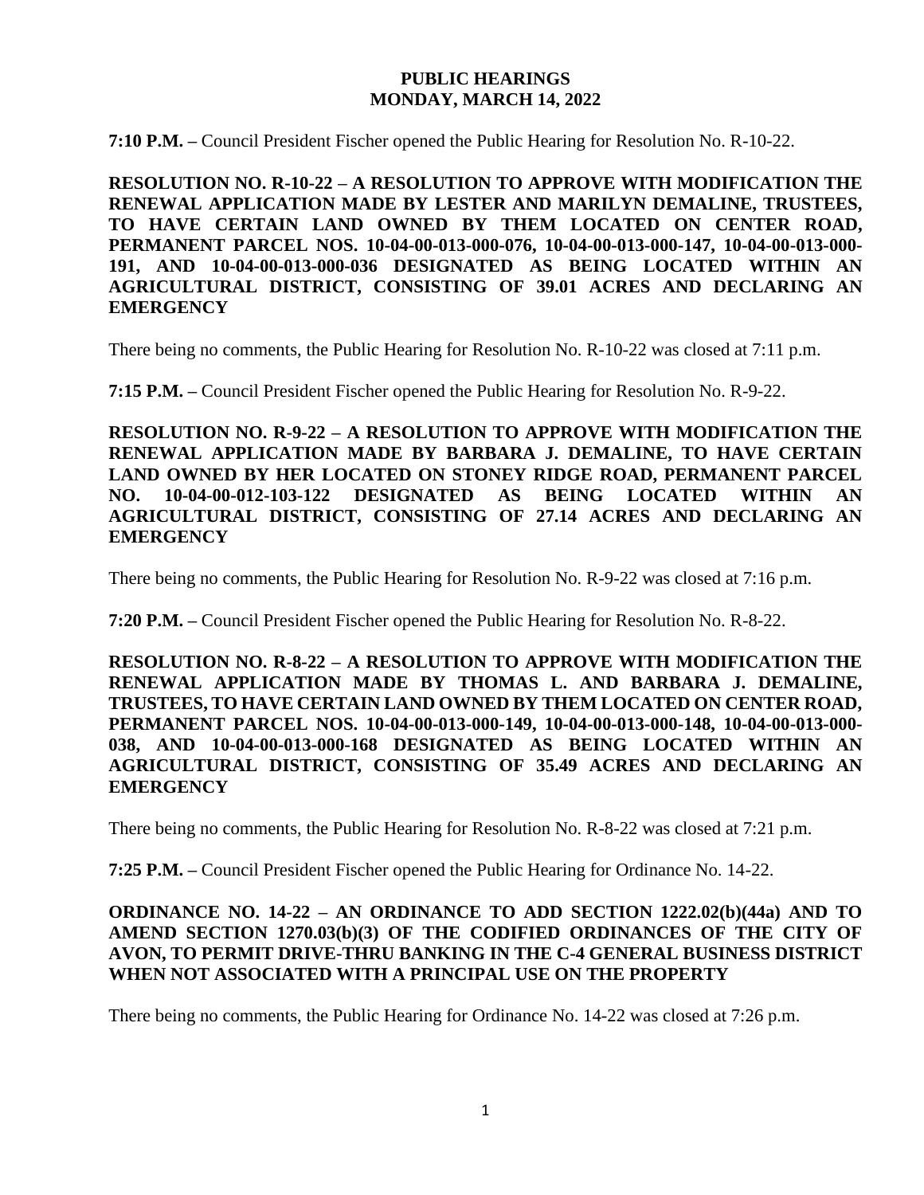# PUBLIC HEARINGS
## MONDAY, MARCH 14, 2022

**7:10 P.M. –** Council President Fischer opened the Public Hearing for Resolution No. R-10-22.

**RESOLUTION NO. R-10-22 – A RESOLUTION TO APPROVE WITH MODIFICATION THE RENEWAL APPLICATION MADE BY LESTER AND MARILYN DEMALINE, TRUSTEES, TO HAVE CERTAIN LAND OWNED BY THEM LOCATED ON CENTER ROAD, PERMANENT PARCEL NOS. 10-04-00-013-000-076, 10-04-00-013-000-147, 10-04-00-013-000-191, AND 10-04-00-013-000-036 DESIGNATED AS BEING LOCATED WITHIN AN AGRICULTURAL DISTRICT, CONSISTING OF 39.01 ACRES AND DECLARING AN EMERGENCY**

There being no comments, the Public Hearing for Resolution No. R-10-22 was closed at 7:11 p.m.

**7:15 P.M. –** Council President Fischer opened the Public Hearing for Resolution No. R-9-22.

**RESOLUTION NO. R-9-22 – A RESOLUTION TO APPROVE WITH MODIFICATION THE RENEWAL APPLICATION MADE BY BARBARA J. DEMALINE, TO HAVE CERTAIN LAND OWNED BY HER LOCATED ON STONEY RIDGE ROAD, PERMANENT PARCEL NO. 10-04-00-012-103-122 DESIGNATED AS BEING LOCATED WITHIN AN AGRICULTURAL DISTRICT, CONSISTING OF 27.14 ACRES AND DECLARING AN EMERGENCY**

There being no comments, the Public Hearing for Resolution No. R-9-22 was closed at 7:16 p.m.

**7:20 P.M. –** Council President Fischer opened the Public Hearing for Resolution No. R-8-22.

**RESOLUTION NO. R-8-22 – A RESOLUTION TO APPROVE WITH MODIFICATION THE RENEWAL APPLICATION MADE BY THOMAS L. AND BARBARA J. DEMALINE, TRUSTEES, TO HAVE CERTAIN LAND OWNED BY THEM LOCATED ON CENTER ROAD, PERMANENT PARCEL NOS. 10-04-00-013-000-149, 10-04-00-013-000-148, 10-04-00-013-000-038, AND 10-04-00-013-000-168 DESIGNATED AS BEING LOCATED WITHIN AN AGRICULTURAL DISTRICT, CONSISTING OF 35.49 ACRES AND DECLARING AN EMERGENCY**

There being no comments, the Public Hearing for Resolution No. R-8-22 was closed at 7:21 p.m.

**7:25 P.M. –** Council President Fischer opened the Public Hearing for Ordinance No. 14-22.

**ORDINANCE NO. 14-22 – AN ORDINANCE TO ADD SECTION 1222.02(b)(44a) AND TO AMEND SECTION 1270.03(b)(3) OF THE CODIFIED ORDINANCES OF THE CITY OF AVON, TO PERMIT DRIVE-THRU BANKING IN THE C-4 GENERAL BUSINESS DISTRICT WHEN NOT ASSOCIATED WITH A PRINCIPAL USE ON THE PROPERTY**

There being no comments, the Public Hearing for Ordinance No. 14-22 was closed at 7:26 p.m.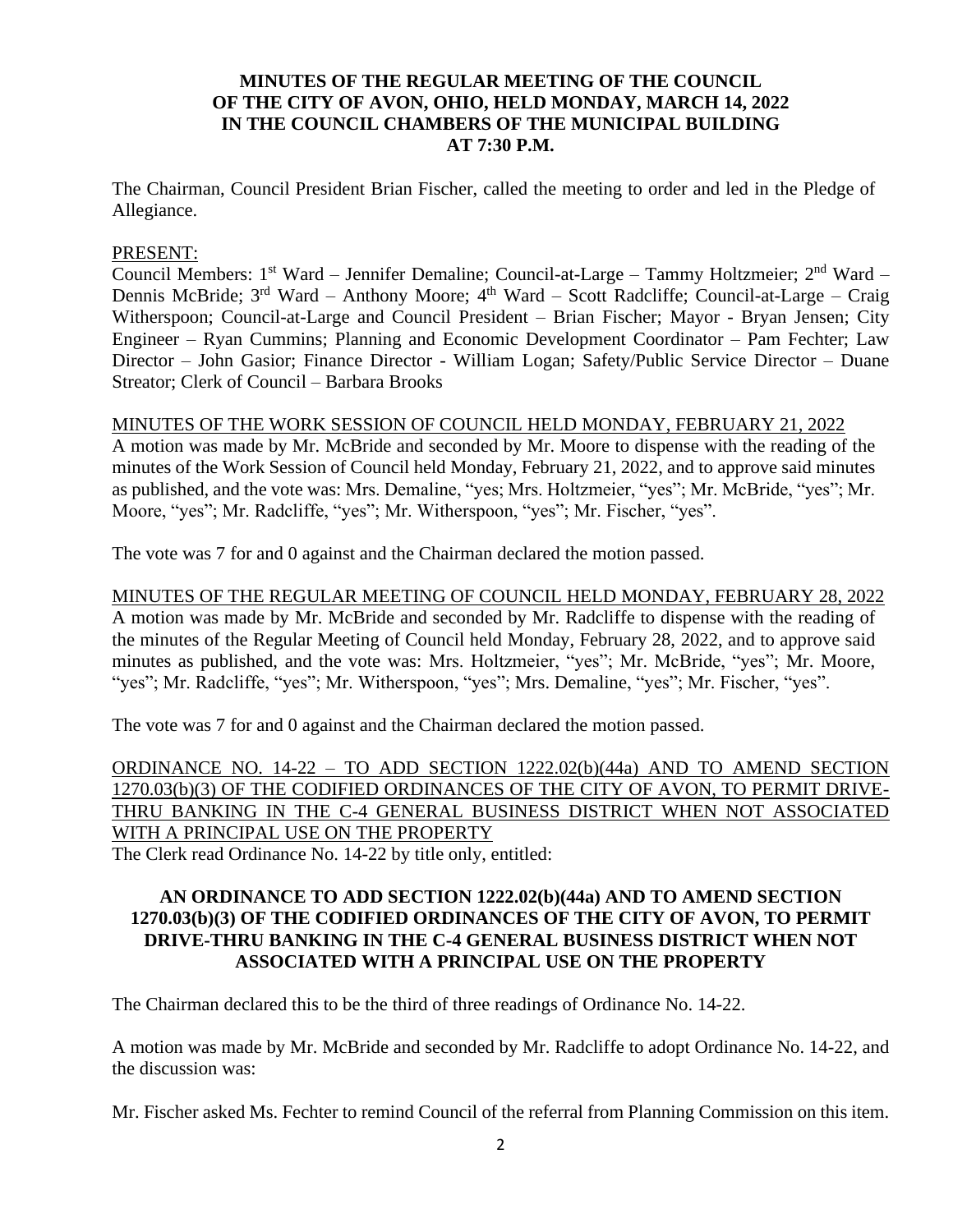**MINUTES OF THE REGULAR MEETING OF THE COUNCIL OF THE CITY OF AVON, OHIO, HELD MONDAY, MARCH 14, 2022 IN THE COUNCIL CHAMBERS OF THE MUNICIPAL BUILDING AT 7:30 P.M.**

The Chairman, Council President Brian Fischer, called the meeting to order and led in the Pledge of Allegiance.

PRESENT:

Council Members: 1st Ward – Jennifer Demaline; Council-at-Large – Tammy Holtzmeier; 2nd Ward – Dennis McBride; 3rd Ward – Anthony Moore; 4th Ward – Scott Radcliffe; Council-at-Large – Craig Witherspoon; Council-at-Large and Council President – Brian Fischer; Mayor - Bryan Jensen; City Engineer – Ryan Cummins; Planning and Economic Development Coordinator – Pam Fechter; Law Director – John Gasior; Finance Director - William Logan; Safety/Public Service Director – Duane Streator; Clerk of Council – Barbara Brooks

MINUTES OF THE WORK SESSION OF COUNCIL HELD MONDAY, FEBRUARY 21, 2022

A motion was made by Mr. McBride and seconded by Mr. Moore to dispense with the reading of the minutes of the Work Session of Council held Monday, February 21, 2022, and to approve said minutes as published, and the vote was: Mrs. Demaline, "yes; Mrs. Holtzmeier, "yes"; Mr. McBride, "yes"; Mr. Moore, "yes"; Mr. Radcliffe, "yes"; Mr. Witherspoon, "yes"; Mr. Fischer, "yes".

The vote was 7 for and 0 against and the Chairman declared the motion passed.

MINUTES OF THE REGULAR MEETING OF COUNCIL HELD MONDAY, FEBRUARY 28, 2022

A motion was made by Mr. McBride and seconded by Mr. Radcliffe to dispense with the reading of the minutes of the Regular Meeting of Council held Monday, February 28, 2022, and to approve said minutes as published, and the vote was: Mrs. Holtzmeier, "yes"; Mr. McBride, "yes"; Mr. Moore, "yes"; Mr. Radcliffe, "yes"; Mr. Witherspoon, "yes"; Mrs. Demaline, "yes"; Mr. Fischer, "yes".

The vote was 7 for and 0 against and the Chairman declared the motion passed.

ORDINANCE NO. 14-22 – TO ADD SECTION 1222.02(b)(44a) AND TO AMEND SECTION 1270.03(b)(3) OF THE CODIFIED ORDINANCES OF THE CITY OF AVON, TO PERMIT DRIVE-THRU BANKING IN THE C-4 GENERAL BUSINESS DISTRICT WHEN NOT ASSOCIATED WITH A PRINCIPAL USE ON THE PROPERTY

The Clerk read Ordinance No. 14-22 by title only, entitled:

**AN ORDINANCE TO ADD SECTION 1222.02(b)(44a) AND TO AMEND SECTION 1270.03(b)(3) OF THE CODIFIED ORDINANCES OF THE CITY OF AVON, TO PERMIT DRIVE-THRU BANKING IN THE C-4 GENERAL BUSINESS DISTRICT WHEN NOT ASSOCIATED WITH A PRINCIPAL USE ON THE PROPERTY**

The Chairman declared this to be the third of three readings of Ordinance No. 14-22.

A motion was made by Mr. McBride and seconded by Mr. Radcliffe to adopt Ordinance No. 14-22, and the discussion was:

Mr. Fischer asked Ms. Fechter to remind Council of the referral from Planning Commission on this item.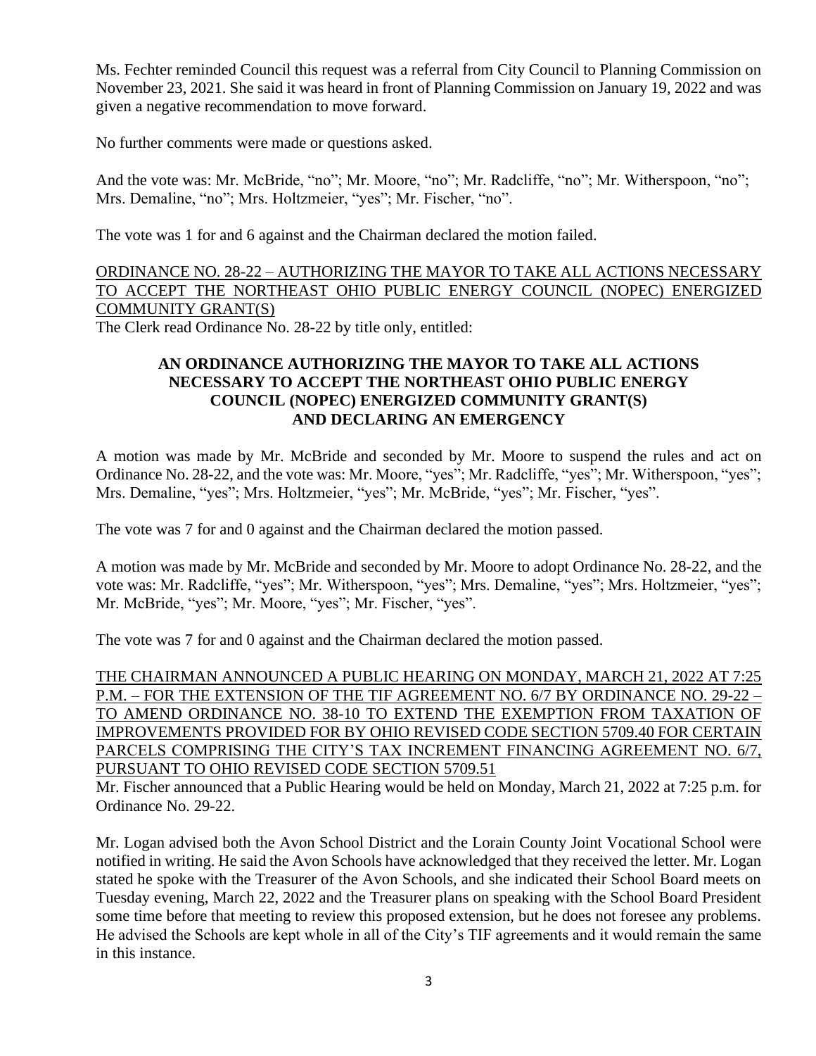Ms. Fechter reminded Council this request was a referral from City Council to Planning Commission on November 23, 2021. She said it was heard in front of Planning Commission on January 19, 2022 and was given a negative recommendation to move forward.

No further comments were made or questions asked.

And the vote was: Mr. McBride, "no"; Mr. Moore, "no"; Mr. Radcliffe, "no"; Mr. Witherspoon, "no"; Mrs. Demaline, "no"; Mrs. Holtzmeier, "yes"; Mr. Fischer, "no".

The vote was 1 for and 6 against and the Chairman declared the motion failed.

ORDINANCE NO. 28-22 – AUTHORIZING THE MAYOR TO TAKE ALL ACTIONS NECESSARY TO ACCEPT THE NORTHEAST OHIO PUBLIC ENERGY COUNCIL (NOPEC) ENERGIZED COMMUNITY GRANT(S)

The Clerk read Ordinance No. 28-22 by title only, entitled:

**AN ORDINANCE AUTHORIZING THE MAYOR TO TAKE ALL ACTIONS NECESSARY TO ACCEPT THE NORTHEAST OHIO PUBLIC ENERGY COUNCIL (NOPEC) ENERGIZED COMMUNITY GRANT(S) AND DECLARING AN EMERGENCY**

A motion was made by Mr. McBride and seconded by Mr. Moore to suspend the rules and act on Ordinance No. 28-22, and the vote was: Mr. Moore, "yes"; Mr. Radcliffe, "yes"; Mr. Witherspoon, "yes"; Mrs. Demaline, "yes"; Mrs. Holtzmeier, "yes"; Mr. McBride, "yes"; Mr. Fischer, "yes".

The vote was 7 for and 0 against and the Chairman declared the motion passed.

A motion was made by Mr. McBride and seconded by Mr. Moore to adopt Ordinance No. 28-22, and the vote was: Mr. Radcliffe, "yes"; Mr. Witherspoon, "yes"; Mrs. Demaline, "yes"; Mrs. Holtzmeier, "yes"; Mr. McBride, "yes"; Mr. Moore, "yes"; Mr. Fischer, "yes".

The vote was 7 for and 0 against and the Chairman declared the motion passed.

THE CHAIRMAN ANNOUNCED A PUBLIC HEARING ON MONDAY, MARCH 21, 2022 AT 7:25 P.M. – FOR THE EXTENSION OF THE TIF AGREEMENT NO. 6/7 BY ORDINANCE NO. 29-22 – TO AMEND ORDINANCE NO. 38-10 TO EXTEND THE EXEMPTION FROM TAXATION OF IMPROVEMENTS PROVIDED FOR BY OHIO REVISED CODE SECTION 5709.40 FOR CERTAIN PARCELS COMPRISING THE CITY'S TAX INCREMENT FINANCING AGREEMENT NO. 6/7, PURSUANT TO OHIO REVISED CODE SECTION 5709.51

Mr. Fischer announced that a Public Hearing would be held on Monday, March 21, 2022 at 7:25 p.m. for Ordinance No. 29-22.

Mr. Logan advised both the Avon School District and the Lorain County Joint Vocational School were notified in writing. He said the Avon Schools have acknowledged that they received the letter. Mr. Logan stated he spoke with the Treasurer of the Avon Schools, and she indicated their School Board meets on Tuesday evening, March 22, 2022 and the Treasurer plans on speaking with the School Board President some time before that meeting to review this proposed extension, but he does not foresee any problems. He advised the Schools are kept whole in all of the City's TIF agreements and it would remain the same in this instance.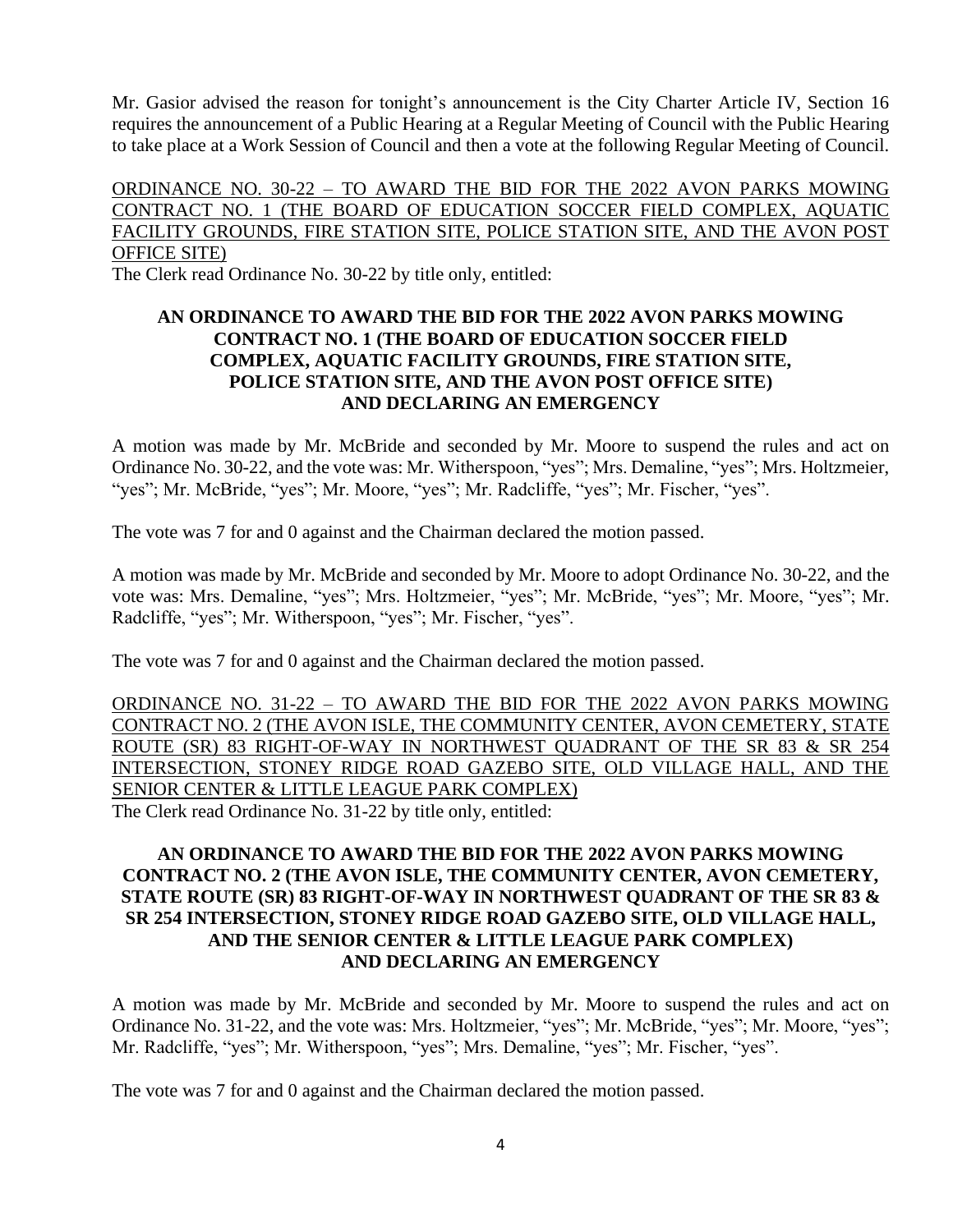Mr. Gasior advised the reason for tonight's announcement is the City Charter Article IV, Section 16 requires the announcement of a Public Hearing at a Regular Meeting of Council with the Public Hearing to take place at a Work Session of Council and then a vote at the following Regular Meeting of Council.

<u>ORDINANCE NO. 30-22 – TO AWARD THE BID FOR THE 2022 AVON PARKS MOWING CONTRACT NO. 1 (THE BOARD OF EDUCATION SOCCER FIELD COMPLEX, AQUATIC FACILITY GROUNDS, FIRE STATION SITE, POLICE STATION SITE, AND THE AVON POST OFFICE SITE)</u>

The Clerk read Ordinance No. 30-22 by title only, entitled:

**AN ORDINANCE TO AWARD THE BID FOR THE 2022 AVON PARKS MOWING CONTRACT NO. 1 (THE BOARD OF EDUCATION SOCCER FIELD COMPLEX, AQUATIC FACILITY GROUNDS, FIRE STATION SITE, POLICE STATION SITE, AND THE AVON POST OFFICE SITE) AND DECLARING AN EMERGENCY**

A motion was made by Mr. McBride and seconded by Mr. Moore to suspend the rules and act on Ordinance No. 30-22, and the vote was: Mr. Witherspoon, "yes"; Mrs. Demaline, "yes"; Mrs. Holtzmeier, "yes"; Mr. McBride, "yes"; Mr. Moore, "yes"; Mr. Radcliffe, "yes"; Mr. Fischer, "yes".

The vote was 7 for and 0 against and the Chairman declared the motion passed.

A motion was made by Mr. McBride and seconded by Mr. Moore to adopt Ordinance No. 30-22, and the vote was: Mrs. Demaline, "yes"; Mrs. Holtzmeier, "yes"; Mr. McBride, "yes"; Mr. Moore, "yes"; Mr. Radcliffe, "yes"; Mr. Witherspoon, "yes"; Mr. Fischer, "yes".

The vote was 7 for and 0 against and the Chairman declared the motion passed.

<u>ORDINANCE NO. 31-22 – TO AWARD THE BID FOR THE 2022 AVON PARKS MOWING CONTRACT NO. 2 (THE AVON ISLE, THE COMMUNITY CENTER, AVON CEMETERY, STATE ROUTE (SR) 83 RIGHT-OF-WAY IN NORTHWEST QUADRANT OF THE SR 83 & SR 254 INTERSECTION, STONEY RIDGE ROAD GAZEBO SITE, OLD VILLAGE HALL, AND THE SENIOR CENTER & LITTLE LEAGUE PARK COMPLEX)</u>

The Clerk read Ordinance No. 31-22 by title only, entitled:

**AN ORDINANCE TO AWARD THE BID FOR THE 2022 AVON PARKS MOWING CONTRACT NO. 2 (THE AVON ISLE, THE COMMUNITY CENTER, AVON CEMETERY, STATE ROUTE (SR) 83 RIGHT-OF-WAY IN NORTHWEST QUADRANT OF THE SR 83 & SR 254 INTERSECTION, STONEY RIDGE ROAD GAZEBO SITE, OLD VILLAGE HALL, AND THE SENIOR CENTER & LITTLE LEAGUE PARK COMPLEX) AND DECLARING AN EMERGENCY**

A motion was made by Mr. McBride and seconded by Mr. Moore to suspend the rules and act on Ordinance No. 31-22, and the vote was: Mrs. Holtzmeier, "yes"; Mr. McBride, "yes"; Mr. Moore, "yes"; Mr. Radcliffe, "yes"; Mr. Witherspoon, "yes"; Mrs. Demaline, "yes"; Mr. Fischer, "yes".

The vote was 7 for and 0 against and the Chairman declared the motion passed.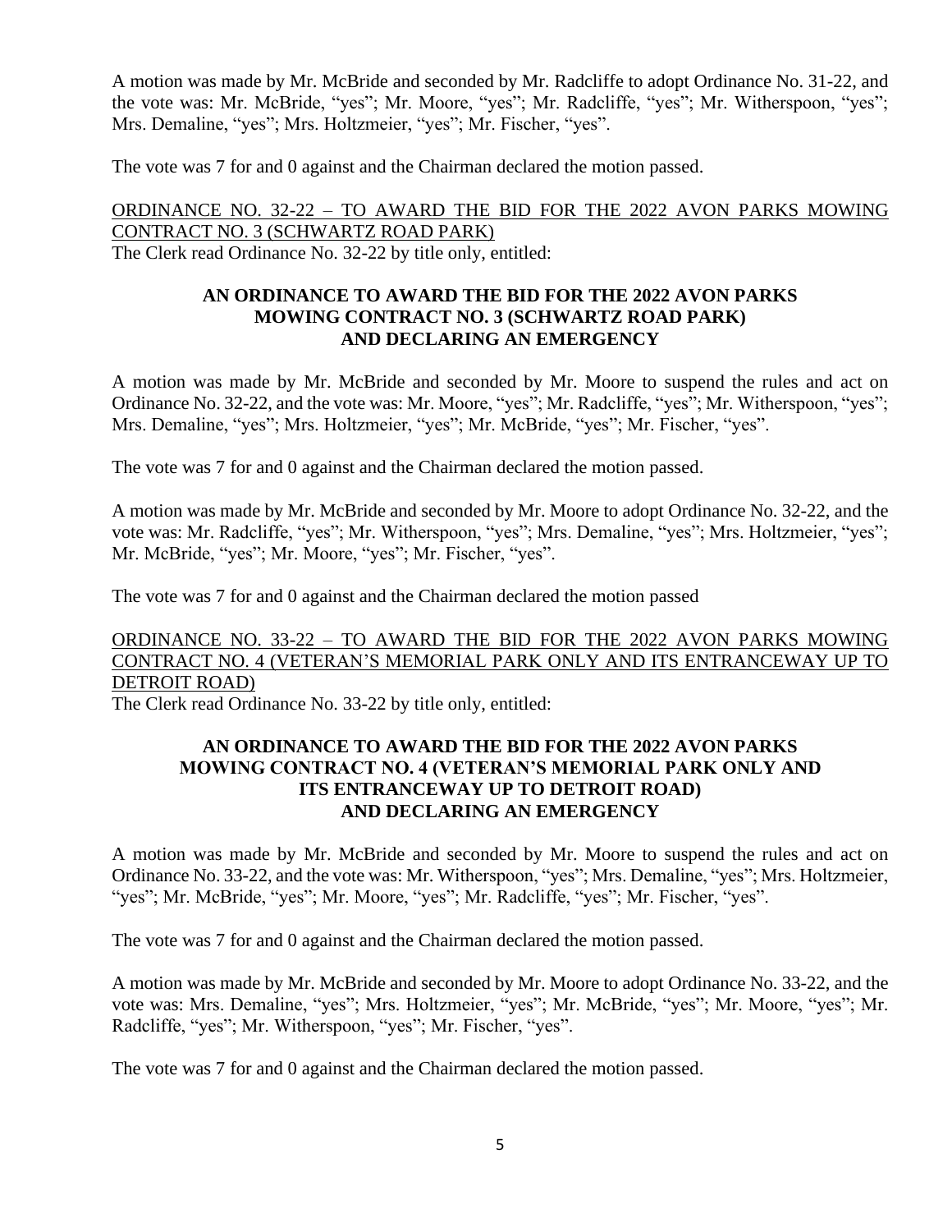A motion was made by Mr. McBride and seconded by Mr. Radcliffe to adopt Ordinance No. 31-22, and the vote was: Mr. McBride, "yes"; Mr. Moore, "yes"; Mr. Radcliffe, "yes"; Mr. Witherspoon, "yes"; Mrs. Demaline, "yes"; Mrs. Holtzmeier, "yes"; Mr. Fischer, "yes".

The vote was 7 for and 0 against and the Chairman declared the motion passed.

<u>ORDINANCE NO. 32-22 – TO AWARD THE BID FOR THE 2022 AVON PARKS MOWING CONTRACT NO. 3 (SCHWARTZ ROAD PARK)</u>

The Clerk read Ordinance No. 32-22 by title only, entitled:

**AN ORDINANCE TO AWARD THE BID FOR THE 2022 AVON PARKS MOWING CONTRACT NO. 3 (SCHWARTZ ROAD PARK) AND DECLARING AN EMERGENCY**

A motion was made by Mr. McBride and seconded by Mr. Moore to suspend the rules and act on Ordinance No. 32-22, and the vote was: Mr. Moore, "yes"; Mr. Radcliffe, "yes"; Mr. Witherspoon, "yes"; Mrs. Demaline, "yes"; Mrs. Holtzmeier, "yes"; Mr. McBride, "yes"; Mr. Fischer, "yes".

The vote was 7 for and 0 against and the Chairman declared the motion passed.

A motion was made by Mr. McBride and seconded by Mr. Moore to adopt Ordinance No. 32-22, and the vote was: Mr. Radcliffe, "yes"; Mr. Witherspoon, "yes"; Mrs. Demaline, "yes"; Mrs. Holtzmeier, "yes"; Mr. McBride, "yes"; Mr. Moore, "yes"; Mr. Fischer, "yes".

The vote was 7 for and 0 against and the Chairman declared the motion passed

<u>ORDINANCE NO. 33-22 – TO AWARD THE BID FOR THE 2022 AVON PARKS MOWING CONTRACT NO. 4 (VETERAN'S MEMORIAL PARK ONLY AND ITS ENTRANCEWAY UP TO DETROIT ROAD)</u>

The Clerk read Ordinance No. 33-22 by title only, entitled:

**AN ORDINANCE TO AWARD THE BID FOR THE 2022 AVON PARKS MOWING CONTRACT NO. 4 (VETERAN'S MEMORIAL PARK ONLY AND ITS ENTRANCEWAY UP TO DETROIT ROAD) AND DECLARING AN EMERGENCY**

A motion was made by Mr. McBride and seconded by Mr. Moore to suspend the rules and act on Ordinance No. 33-22, and the vote was: Mr. Witherspoon, "yes"; Mrs. Demaline, "yes"; Mrs. Holtzmeier, "yes"; Mr. McBride, "yes"; Mr. Moore, "yes"; Mr. Radcliffe, "yes"; Mr. Fischer, "yes".

The vote was 7 for and 0 against and the Chairman declared the motion passed.

A motion was made by Mr. McBride and seconded by Mr. Moore to adopt Ordinance No. 33-22, and the vote was: Mrs. Demaline, "yes"; Mrs. Holtzmeier, "yes"; Mr. McBride, "yes"; Mr. Moore, "yes"; Mr. Radcliffe, "yes"; Mr. Witherspoon, "yes"; Mr. Fischer, "yes".

The vote was 7 for and 0 against and the Chairman declared the motion passed.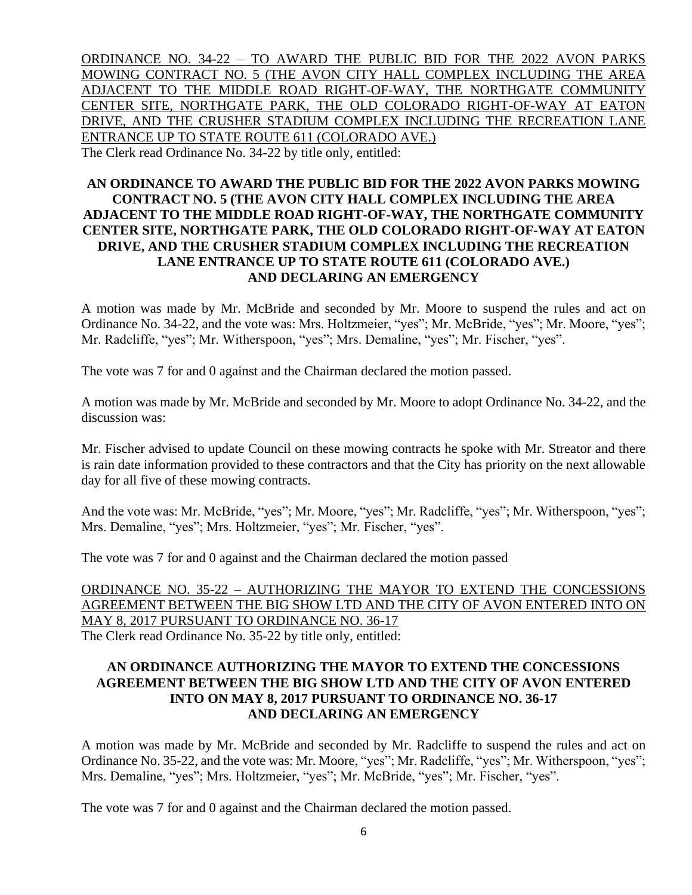<u>ORDINANCE NO. 34-22 – TO AWARD THE PUBLIC BID FOR THE 2022 AVON PARKS MOWING CONTRACT NO. 5 (THE AVON CITY HALL COMPLEX INCLUDING THE AREA ADJACENT TO THE MIDDLE ROAD RIGHT-OF-WAY, THE NORTHGATE COMMUNITY CENTER SITE, NORTHGATE PARK, THE OLD COLORADO RIGHT-OF-WAY AT EATON DRIVE, AND THE CRUSHER STADIUM COMPLEX INCLUDING THE RECREATION LANE ENTRANCE UP TO STATE ROUTE 611 (COLORADO AVE.)</u>

The Clerk read Ordinance No. 34-22 by title only, entitled:

**AN ORDINANCE TO AWARD THE PUBLIC BID FOR THE 2022 AVON PARKS MOWING CONTRACT NO. 5 (THE AVON CITY HALL COMPLEX INCLUDING THE AREA ADJACENT TO THE MIDDLE ROAD RIGHT-OF-WAY, THE NORTHGATE COMMUNITY CENTER SITE, NORTHGATE PARK, THE OLD COLORADO RIGHT-OF-WAY AT EATON DRIVE, AND THE CRUSHER STADIUM COMPLEX INCLUDING THE RECREATION LANE ENTRANCE UP TO STATE ROUTE 611 (COLORADO AVE.) AND DECLARING AN EMERGENCY**

A motion was made by Mr. McBride and seconded by Mr. Moore to suspend the rules and act on Ordinance No. 34-22, and the vote was: Mrs. Holtzmeier, "yes"; Mr. McBride, "yes"; Mr. Moore, "yes"; Mr. Radcliffe, "yes"; Mr. Witherspoon, "yes"; Mrs. Demaline, "yes"; Mr. Fischer, "yes".

The vote was 7 for and 0 against and the Chairman declared the motion passed.

A motion was made by Mr. McBride and seconded by Mr. Moore to adopt Ordinance No. 34-22, and the discussion was:

Mr. Fischer advised to update Council on these mowing contracts he spoke with Mr. Streator and there is rain date information provided to these contractors and that the City has priority on the next allowable day for all five of these mowing contracts.

And the vote was: Mr. McBride, "yes"; Mr. Moore, "yes"; Mr. Radcliffe, "yes"; Mr. Witherspoon, "yes"; Mrs. Demaline, "yes"; Mrs. Holtzmeier, "yes"; Mr. Fischer, "yes".

The vote was 7 for and 0 against and the Chairman declared the motion passed

<u>ORDINANCE NO. 35-22 – AUTHORIZING THE MAYOR TO EXTEND THE CONCESSIONS AGREEMENT BETWEEN THE BIG SHOW LTD AND THE CITY OF AVON ENTERED INTO ON MAY 8, 2017 PURSUANT TO ORDINANCE NO. 36-17</u>

The Clerk read Ordinance No. 35-22 by title only, entitled:

**AN ORDINANCE AUTHORIZING THE MAYOR TO EXTEND THE CONCESSIONS AGREEMENT BETWEEN THE BIG SHOW LTD AND THE CITY OF AVON ENTERED INTO ON MAY 8, 2017 PURSUANT TO ORDINANCE NO. 36-17 AND DECLARING AN EMERGENCY**

A motion was made by Mr. McBride and seconded by Mr. Radcliffe to suspend the rules and act on Ordinance No. 35-22, and the vote was: Mr. Moore, "yes"; Mr. Radcliffe, "yes"; Mr. Witherspoon, "yes"; Mrs. Demaline, "yes"; Mrs. Holtzmeier, "yes"; Mr. McBride, "yes"; Mr. Fischer, "yes".

The vote was 7 for and 0 against and the Chairman declared the motion passed.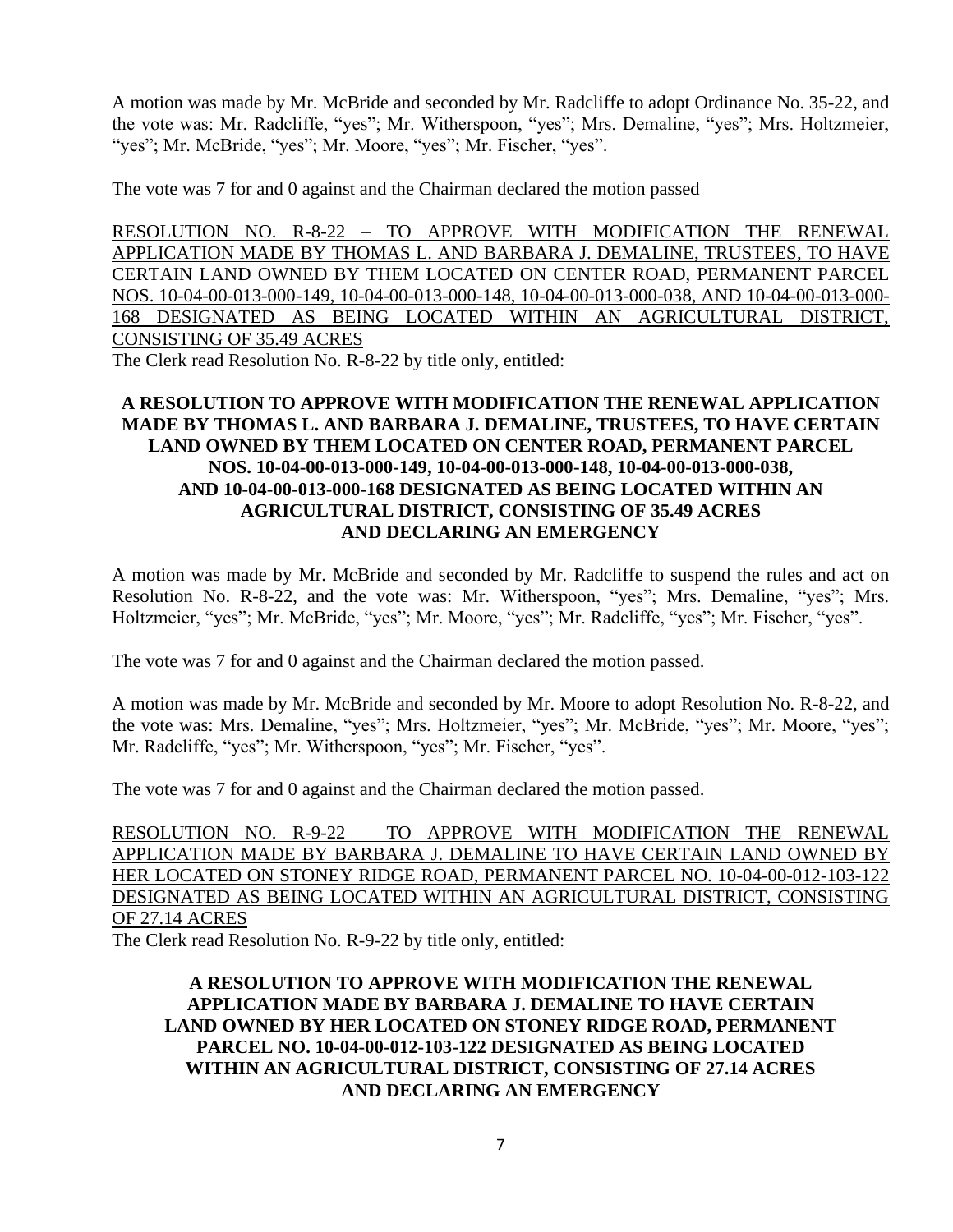A motion was made by Mr. McBride and seconded by Mr. Radcliffe to adopt Ordinance No. 35-22, and the vote was: Mr. Radcliffe, "yes"; Mr. Witherspoon, "yes"; Mrs. Demaline, "yes"; Mrs. Holtzmeier, "yes"; Mr. McBride, "yes"; Mr. Moore, "yes"; Mr. Fischer, "yes".

The vote was 7 for and 0 against and the Chairman declared the motion passed

<u>RESOLUTION NO. R-8-22 – TO APPROVE WITH MODIFICATION THE RENEWAL APPLICATION MADE BY THOMAS L. AND BARBARA J. DEMALINE, TRUSTEES, TO HAVE CERTAIN LAND OWNED BY THEM LOCATED ON CENTER ROAD, PERMANENT PARCEL NOS. 10-04-00-013-000-149, 10-04-00-013-000-148, 10-04-00-013-000-038, AND 10-04-00-013-000-168 DESIGNATED AS BEING LOCATED WITHIN AN AGRICULTURAL DISTRICT, CONSISTING OF 35.49 ACRES</u>

The Clerk read Resolution No. R-8-22 by title only, entitled:

**A RESOLUTION TO APPROVE WITH MODIFICATION THE RENEWAL APPLICATION MADE BY THOMAS L. AND BARBARA J. DEMALINE, TRUSTEES, TO HAVE CERTAIN LAND OWNED BY THEM LOCATED ON CENTER ROAD, PERMANENT PARCEL NOS. 10-04-00-013-000-149, 10-04-00-013-000-148, 10-04-00-013-000-038, AND 10-04-00-013-000-168 DESIGNATED AS BEING LOCATED WITHIN AN AGRICULTURAL DISTRICT, CONSISTING OF 35.49 ACRES AND DECLARING AN EMERGENCY**

A motion was made by Mr. McBride and seconded by Mr. Radcliffe to suspend the rules and act on Resolution No. R-8-22, and the vote was: Mr. Witherspoon, "yes"; Mrs. Demaline, "yes"; Mrs. Holtzmeier, "yes"; Mr. McBride, "yes"; Mr. Moore, "yes"; Mr. Radcliffe, "yes"; Mr. Fischer, "yes".

The vote was 7 for and 0 against and the Chairman declared the motion passed.

A motion was made by Mr. McBride and seconded by Mr. Moore to adopt Resolution No. R-8-22, and the vote was: Mrs. Demaline, "yes"; Mrs. Holtzmeier, "yes"; Mr. McBride, "yes"; Mr. Moore, "yes"; Mr. Radcliffe, "yes"; Mr. Witherspoon, "yes"; Mr. Fischer, "yes".

The vote was 7 for and 0 against and the Chairman declared the motion passed.

<u>RESOLUTION NO. R-9-22 – TO APPROVE WITH MODIFICATION THE RENEWAL APPLICATION MADE BY BARBARA J. DEMALINE TO HAVE CERTAIN LAND OWNED BY HER LOCATED ON STONEY RIDGE ROAD, PERMANENT PARCEL NO. 10-04-00-012-103-122 DESIGNATED AS BEING LOCATED WITHIN AN AGRICULTURAL DISTRICT, CONSISTING OF 27.14 ACRES</u>

The Clerk read Resolution No. R-9-22 by title only, entitled:

**A RESOLUTION TO APPROVE WITH MODIFICATION THE RENEWAL APPLICATION MADE BY BARBARA J. DEMALINE TO HAVE CERTAIN LAND OWNED BY HER LOCATED ON STONEY RIDGE ROAD, PERMANENT PARCEL NO. 10-04-00-012-103-122 DESIGNATED AS BEING LOCATED WITHIN AN AGRICULTURAL DISTRICT, CONSISTING OF 27.14 ACRES AND DECLARING AN EMERGENCY**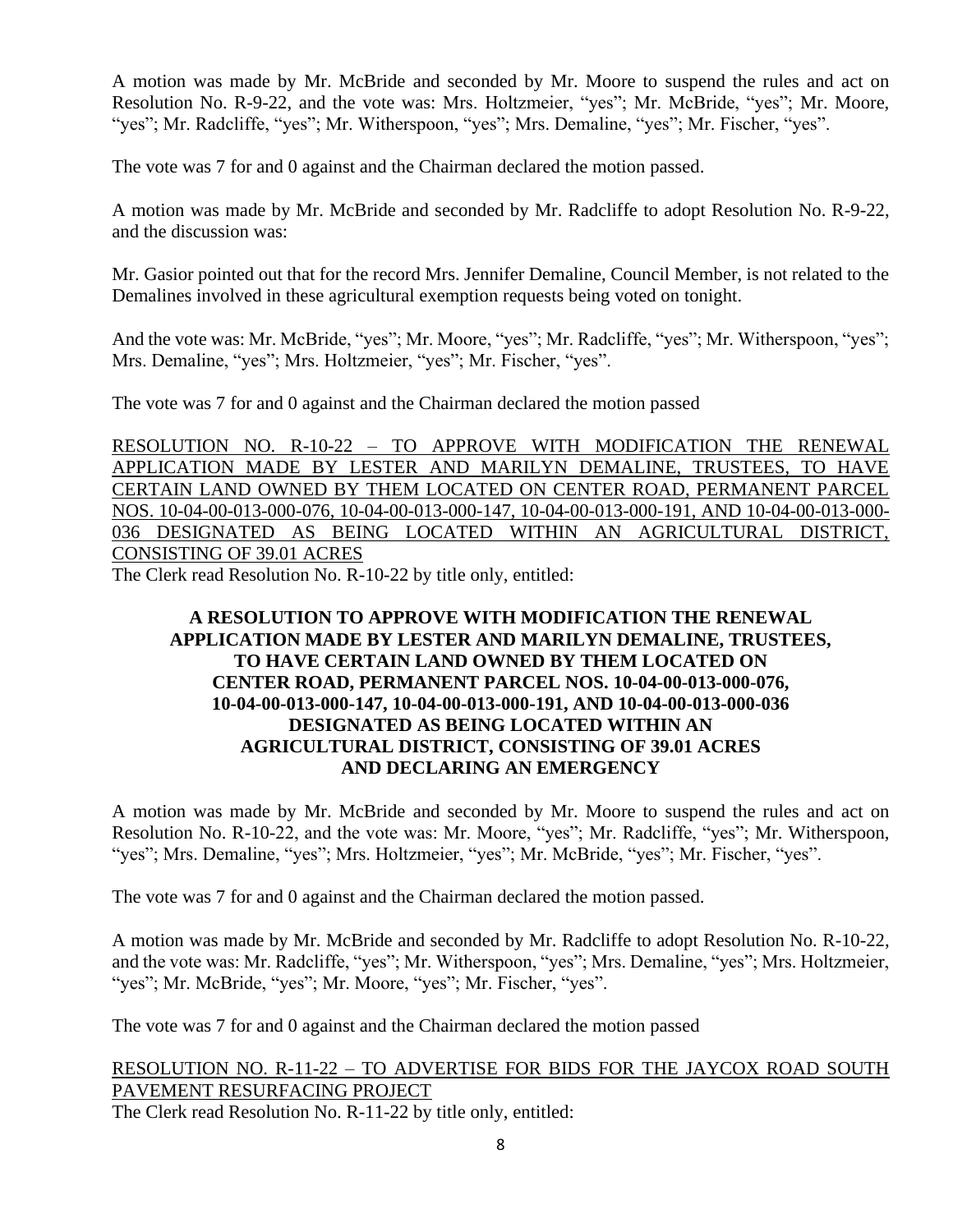A motion was made by Mr. McBride and seconded by Mr. Moore to suspend the rules and act on Resolution No. R-9-22, and the vote was: Mrs. Holtzmeier, "yes"; Mr. McBride, "yes"; Mr. Moore, "yes"; Mr. Radcliffe, "yes"; Mr. Witherspoon, "yes"; Mrs. Demaline, "yes"; Mr. Fischer, "yes".

The vote was 7 for and 0 against and the Chairman declared the motion passed.

A motion was made by Mr. McBride and seconded by Mr. Radcliffe to adopt Resolution No. R-9-22, and the discussion was:

Mr. Gasior pointed out that for the record Mrs. Jennifer Demaline, Council Member, is not related to the Demalines involved in these agricultural exemption requests being voted on tonight.

And the vote was: Mr. McBride, "yes"; Mr. Moore, "yes"; Mr. Radcliffe, "yes"; Mr. Witherspoon, "yes"; Mrs. Demaline, "yes"; Mrs. Holtzmeier, "yes"; Mr. Fischer, "yes".

The vote was 7 for and 0 against and the Chairman declared the motion passed

<u>RESOLUTION NO. R-10-22 – TO APPROVE WITH MODIFICATION THE RENEWAL APPLICATION MADE BY LESTER AND MARILYN DEMALINE, TRUSTEES, TO HAVE CERTAIN LAND OWNED BY THEM LOCATED ON CENTER ROAD, PERMANENT PARCEL NOS. 10-04-00-013-000-076, 10-04-00-013-000-147, 10-04-00-013-000-191, AND 10-04-00-013-000-036 DESIGNATED AS BEING LOCATED WITHIN AN AGRICULTURAL DISTRICT, CONSISTING OF 39.01 ACRES</u>

The Clerk read Resolution No. R-10-22 by title only, entitled:

**A RESOLUTION TO APPROVE WITH MODIFICATION THE RENEWAL APPLICATION MADE BY LESTER AND MARILYN DEMALINE, TRUSTEES, TO HAVE CERTAIN LAND OWNED BY THEM LOCATED ON CENTER ROAD, PERMANENT PARCEL NOS. 10-04-00-013-000-076, 10-04-00-013-000-147, 10-04-00-013-000-191, AND 10-04-00-013-000-036 DESIGNATED AS BEING LOCATED WITHIN AN AGRICULTURAL DISTRICT, CONSISTING OF 39.01 ACRES AND DECLARING AN EMERGENCY**

A motion was made by Mr. McBride and seconded by Mr. Moore to suspend the rules and act on Resolution No. R-10-22, and the vote was: Mr. Moore, "yes"; Mr. Radcliffe, "yes"; Mr. Witherspoon, "yes"; Mrs. Demaline, "yes"; Mrs. Holtzmeier, "yes"; Mr. McBride, "yes"; Mr. Fischer, "yes".

The vote was 7 for and 0 against and the Chairman declared the motion passed.

A motion was made by Mr. McBride and seconded by Mr. Radcliffe to adopt Resolution No. R-10-22, and the vote was: Mr. Radcliffe, "yes"; Mr. Witherspoon, "yes"; Mrs. Demaline, "yes"; Mrs. Holtzmeier, "yes"; Mr. McBride, "yes"; Mr. Moore, "yes"; Mr. Fischer, "yes".

The vote was 7 for and 0 against and the Chairman declared the motion passed

<u>RESOLUTION NO. R-11-22 – TO ADVERTISE FOR BIDS FOR THE JAYCOX ROAD SOUTH PAVEMENT RESURFACING PROJECT</u>

The Clerk read Resolution No. R-11-22 by title only, entitled: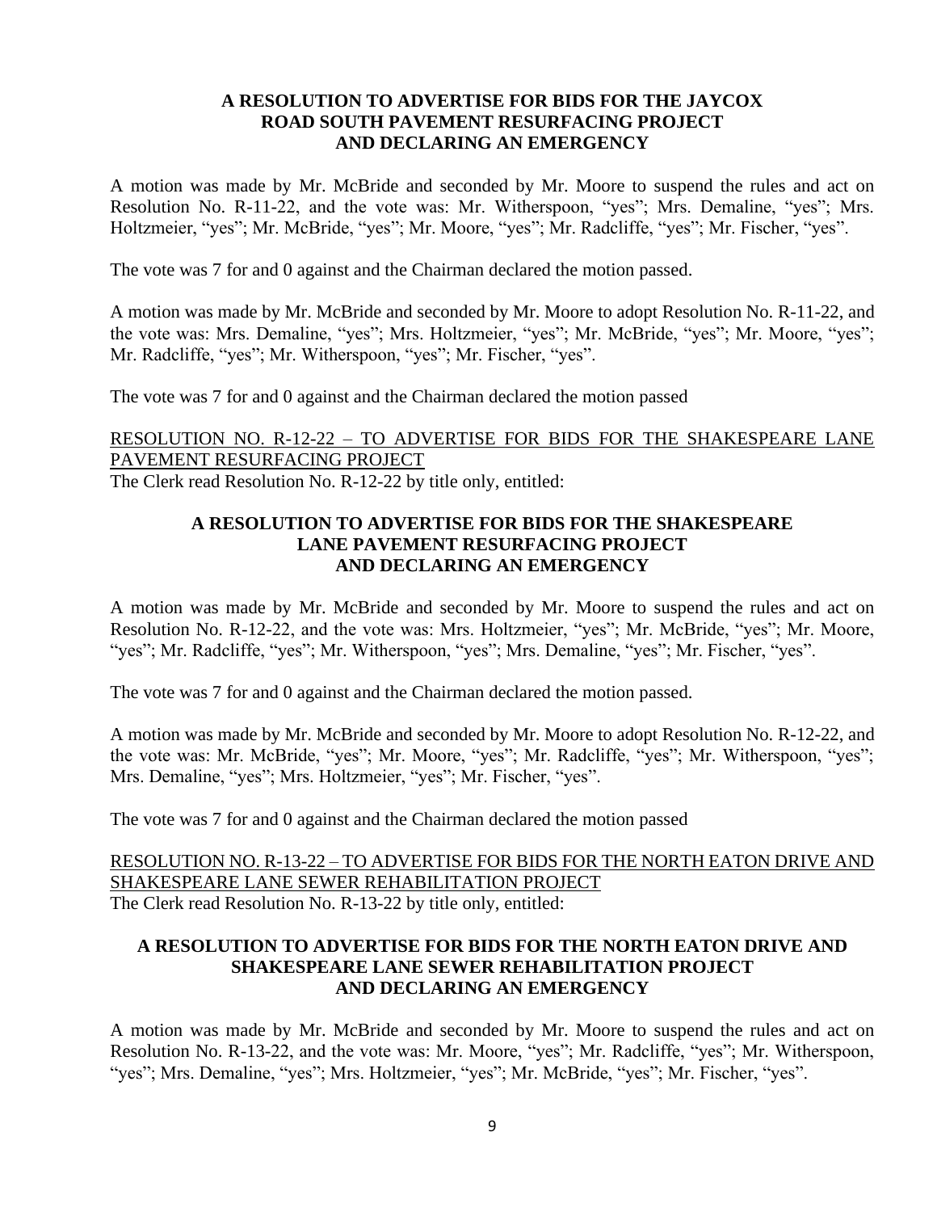**A RESOLUTION TO ADVERTISE FOR BIDS FOR THE JAYCOX ROAD SOUTH PAVEMENT RESURFACING PROJECT AND DECLARING AN EMERGENCY**

A motion was made by Mr. McBride and seconded by Mr. Moore to suspend the rules and act on Resolution No. R-11-22, and the vote was: Mr. Witherspoon, "yes"; Mrs. Demaline, "yes"; Mrs. Holtzmeier, "yes"; Mr. McBride, "yes"; Mr. Moore, "yes"; Mr. Radcliffe, "yes"; Mr. Fischer, "yes".

The vote was 7 for and 0 against and the Chairman declared the motion passed.

A motion was made by Mr. McBride and seconded by Mr. Moore to adopt Resolution No. R-11-22, and the vote was: Mrs. Demaline, "yes"; Mrs. Holtzmeier, "yes"; Mr. McBride, "yes"; Mr. Moore, "yes"; Mr. Radcliffe, "yes"; Mr. Witherspoon, "yes"; Mr. Fischer, "yes".

The vote was 7 for and 0 against and the Chairman declared the motion passed

RESOLUTION NO. R-12-22 – TO ADVERTISE FOR BIDS FOR THE SHAKESPEARE LANE PAVEMENT RESURFACING PROJECT
The Clerk read Resolution No. R-12-22 by title only, entitled:

**A RESOLUTION TO ADVERTISE FOR BIDS FOR THE SHAKESPEARE LANE PAVEMENT RESURFACING PROJECT AND DECLARING AN EMERGENCY**

A motion was made by Mr. McBride and seconded by Mr. Moore to suspend the rules and act on Resolution No. R-12-22, and the vote was: Mrs. Holtzmeier, "yes"; Mr. McBride, "yes"; Mr. Moore, "yes"; Mr. Radcliffe, "yes"; Mr. Witherspoon, "yes"; Mrs. Demaline, "yes"; Mr. Fischer, "yes".

The vote was 7 for and 0 against and the Chairman declared the motion passed.

A motion was made by Mr. McBride and seconded by Mr. Moore to adopt Resolution No. R-12-22, and the vote was: Mr. McBride, "yes"; Mr. Moore, "yes"; Mr. Radcliffe, "yes"; Mr. Witherspoon, "yes"; Mrs. Demaline, "yes"; Mrs. Holtzmeier, "yes"; Mr. Fischer, "yes".

The vote was 7 for and 0 against and the Chairman declared the motion passed

RESOLUTION NO. R-13-22 – TO ADVERTISE FOR BIDS FOR THE NORTH EATON DRIVE AND SHAKESPEARE LANE SEWER REHABILITATION PROJECT
The Clerk read Resolution No. R-13-22 by title only, entitled:

**A RESOLUTION TO ADVERTISE FOR BIDS FOR THE NORTH EATON DRIVE AND SHAKESPEARE LANE SEWER REHABILITATION PROJECT AND DECLARING AN EMERGENCY**

A motion was made by Mr. McBride and seconded by Mr. Moore to suspend the rules and act on Resolution No. R-13-22, and the vote was: Mr. Moore, "yes"; Mr. Radcliffe, "yes"; Mr. Witherspoon, "yes"; Mrs. Demaline, "yes"; Mrs. Holtzmeier, "yes"; Mr. McBride, "yes"; Mr. Fischer, "yes".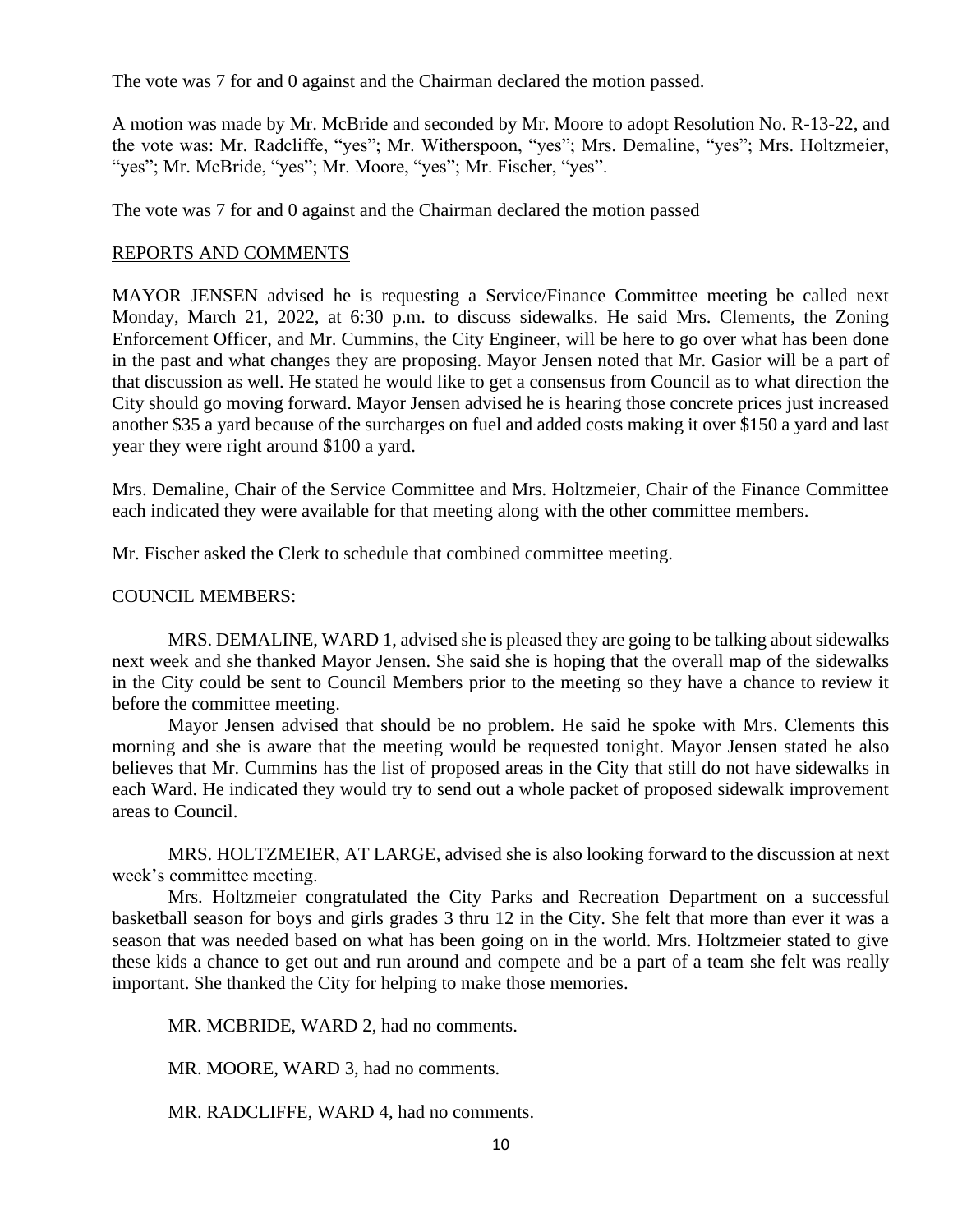The vote was 7 for and 0 against and the Chairman declared the motion passed.

A motion was made by Mr. McBride and seconded by Mr. Moore to adopt Resolution No. R-13-22, and the vote was: Mr. Radcliffe, "yes"; Mr. Witherspoon, "yes"; Mrs. Demaline, "yes"; Mrs. Holtzmeier, "yes"; Mr. McBride, "yes"; Mr. Moore, "yes"; Mr. Fischer, "yes".

The vote was 7 for and 0 against and the Chairman declared the motion passed

REPORTS AND COMMENTS

MAYOR JENSEN advised he is requesting a Service/Finance Committee meeting be called next Monday, March 21, 2022, at 6:30 p.m. to discuss sidewalks. He said Mrs. Clements, the Zoning Enforcement Officer, and Mr. Cummins, the City Engineer, will be here to go over what has been done in the past and what changes they are proposing. Mayor Jensen noted that Mr. Gasior will be a part of that discussion as well. He stated he would like to get a consensus from Council as to what direction the City should go moving forward. Mayor Jensen advised he is hearing those concrete prices just increased another $35 a yard because of the surcharges on fuel and added costs making it over $150 a yard and last year they were right around $100 a yard.

Mrs. Demaline, Chair of the Service Committee and Mrs. Holtzmeier, Chair of the Finance Committee each indicated they were available for that meeting along with the other committee members.

Mr. Fischer asked the Clerk to schedule that combined committee meeting.

COUNCIL MEMBERS:

MRS. DEMALINE, WARD 1, advised she is pleased they are going to be talking about sidewalks next week and she thanked Mayor Jensen. She said she is hoping that the overall map of the sidewalks in the City could be sent to Council Members prior to the meeting so they have a chance to review it before the committee meeting.

Mayor Jensen advised that should be no problem. He said he spoke with Mrs. Clements this morning and she is aware that the meeting would be requested tonight. Mayor Jensen stated he also believes that Mr. Cummins has the list of proposed areas in the City that still do not have sidewalks in each Ward. He indicated they would try to send out a whole packet of proposed sidewalk improvement areas to Council.

MRS. HOLTZMEIER, AT LARGE, advised she is also looking forward to the discussion at next week's committee meeting.

Mrs. Holtzmeier congratulated the City Parks and Recreation Department on a successful basketball season for boys and girls grades 3 thru 12 in the City. She felt that more than ever it was a season that was needed based on what has been going on in the world. Mrs. Holtzmeier stated to give these kids a chance to get out and run around and compete and be a part of a team she felt was really important. She thanked the City for helping to make those memories.

MR. MCBRIDE, WARD 2, had no comments.

MR. MOORE, WARD 3, had no comments.

MR. RADCLIFFE, WARD 4, had no comments.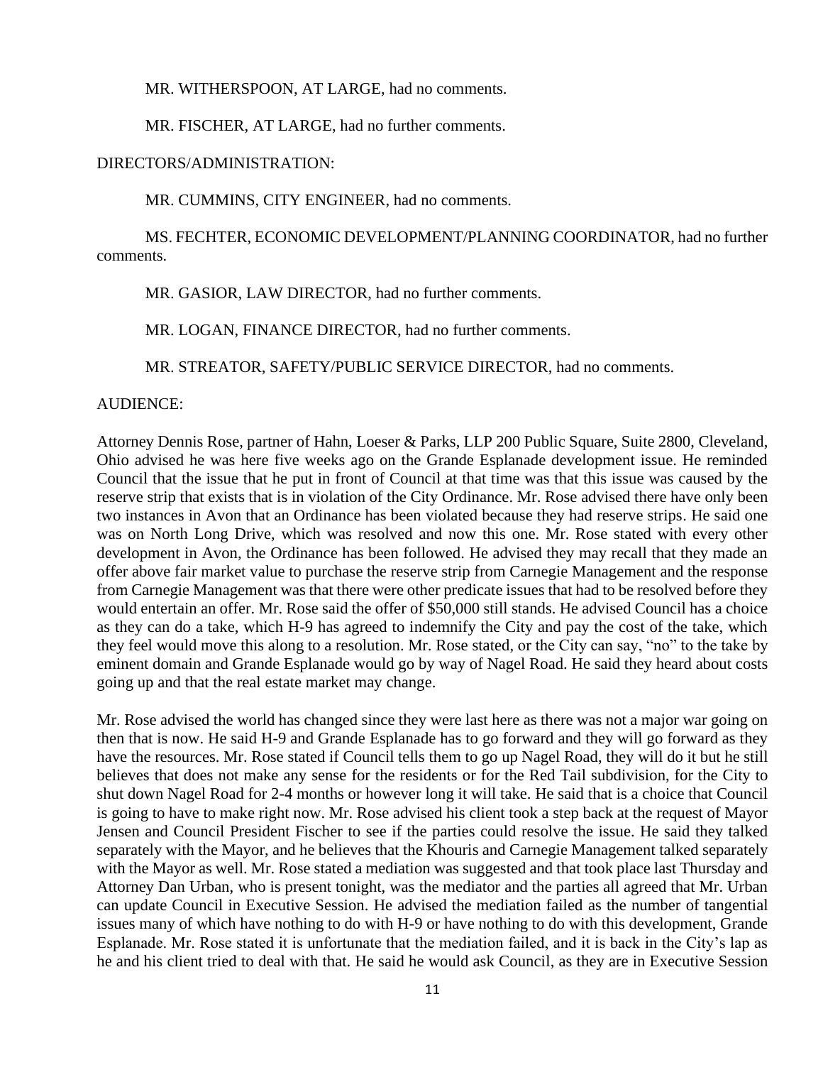MR. WITHERSPOON, AT LARGE, had no comments.

MR. FISCHER, AT LARGE, had no further comments.

DIRECTORS/ADMINISTRATION:

MR. CUMMINS, CITY ENGINEER, had no comments.

MS. FECHTER, ECONOMIC DEVELOPMENT/PLANNING COORDINATOR, had no further comments.

MR. GASIOR, LAW DIRECTOR, had no further comments.

MR. LOGAN, FINANCE DIRECTOR, had no further comments.

MR. STREATOR, SAFETY/PUBLIC SERVICE DIRECTOR, had no comments.

AUDIENCE:

Attorney Dennis Rose, partner of Hahn, Loeser & Parks, LLP 200 Public Square, Suite 2800, Cleveland, Ohio advised he was here five weeks ago on the Grande Esplanade development issue. He reminded Council that the issue that he put in front of Council at that time was that this issue was caused by the reserve strip that exists that is in violation of the City Ordinance. Mr. Rose advised there have only been two instances in Avon that an Ordinance has been violated because they had reserve strips. He said one was on North Long Drive, which was resolved and now this one. Mr. Rose stated with every other development in Avon, the Ordinance has been followed. He advised they may recall that they made an offer above fair market value to purchase the reserve strip from Carnegie Management and the response from Carnegie Management was that there were other predicate issues that had to be resolved before they would entertain an offer. Mr. Rose said the offer of $50,000 still stands. He advised Council has a choice as they can do a take, which H-9 has agreed to indemnify the City and pay the cost of the take, which they feel would move this along to a resolution. Mr. Rose stated, or the City can say, "no" to the take by eminent domain and Grande Esplanade would go by way of Nagel Road. He said they heard about costs going up and that the real estate market may change.

Mr. Rose advised the world has changed since they were last here as there was not a major war going on then that is now. He said H-9 and Grande Esplanade has to go forward and they will go forward as they have the resources. Mr. Rose stated if Council tells them to go up Nagel Road, they will do it but he still believes that does not make any sense for the residents or for the Red Tail subdivision, for the City to shut down Nagel Road for 2-4 months or however long it will take. He said that is a choice that Council is going to have to make right now. Mr. Rose advised his client took a step back at the request of Mayor Jensen and Council President Fischer to see if the parties could resolve the issue. He said they talked separately with the Mayor, and he believes that the Khouris and Carnegie Management talked separately with the Mayor as well. Mr. Rose stated a mediation was suggested and that took place last Thursday and Attorney Dan Urban, who is present tonight, was the mediator and the parties all agreed that Mr. Urban can update Council in Executive Session. He advised the mediation failed as the number of tangential issues many of which have nothing to do with H-9 or have nothing to do with this development, Grande Esplanade. Mr. Rose stated it is unfortunate that the mediation failed, and it is back in the City's lap as he and his client tried to deal with that. He said he would ask Council, as they are in Executive Session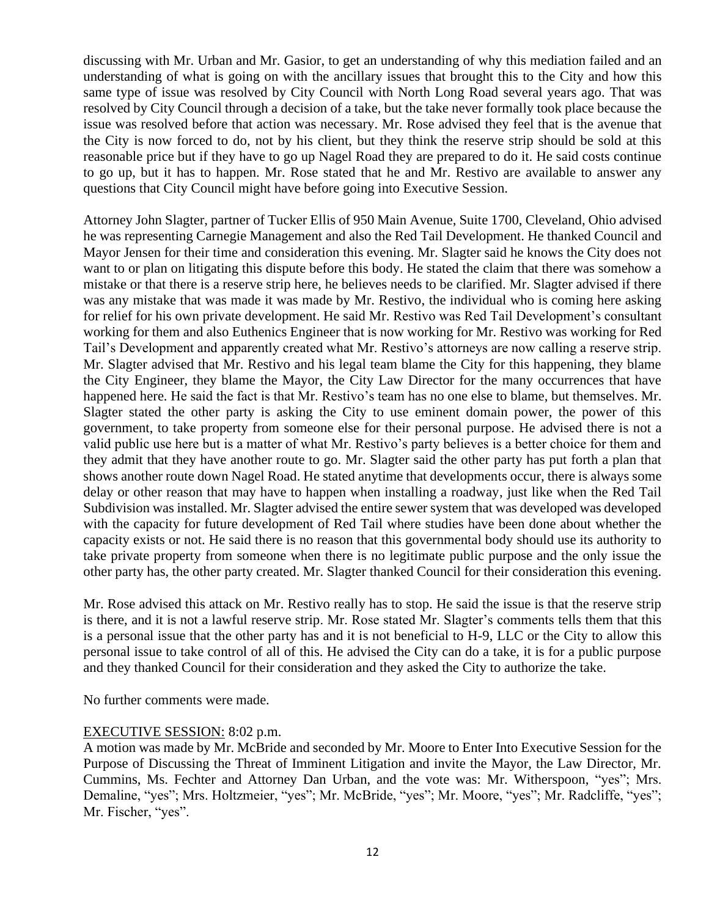discussing with Mr. Urban and Mr. Gasior, to get an understanding of why this mediation failed and an understanding of what is going on with the ancillary issues that brought this to the City and how this same type of issue was resolved by City Council with North Long Road several years ago. That was resolved by City Council through a decision of a take, but the take never formally took place because the issue was resolved before that action was necessary. Mr. Rose advised they feel that is the avenue that the City is now forced to do, not by his client, but they think the reserve strip should be sold at this reasonable price but if they have to go up Nagel Road they are prepared to do it. He said costs continue to go up, but it has to happen. Mr. Rose stated that he and Mr. Restivo are available to answer any questions that City Council might have before going into Executive Session.

Attorney John Slagter, partner of Tucker Ellis of 950 Main Avenue, Suite 1700, Cleveland, Ohio advised he was representing Carnegie Management and also the Red Tail Development. He thanked Council and Mayor Jensen for their time and consideration this evening. Mr. Slagter said he knows the City does not want to or plan on litigating this dispute before this body. He stated the claim that there was somehow a mistake or that there is a reserve strip here, he believes needs to be clarified. Mr. Slagter advised if there was any mistake that was made it was made by Mr. Restivo, the individual who is coming here asking for relief for his own private development. He said Mr. Restivo was Red Tail Development's consultant working for them and also Euthenics Engineer that is now working for Mr. Restivo was working for Red Tail's Development and apparently created what Mr. Restivo's attorneys are now calling a reserve strip. Mr. Slagter advised that Mr. Restivo and his legal team blame the City for this happening, they blame the City Engineer, they blame the Mayor, the City Law Director for the many occurrences that have happened here. He said the fact is that Mr. Restivo's team has no one else to blame, but themselves. Mr. Slagter stated the other party is asking the City to use eminent domain power, the power of this government, to take property from someone else for their personal purpose. He advised there is not a valid public use here but is a matter of what Mr. Restivo's party believes is a better choice for them and they admit that they have another route to go. Mr. Slagter said the other party has put forth a plan that shows another route down Nagel Road. He stated anytime that developments occur, there is always some delay or other reason that may have to happen when installing a roadway, just like when the Red Tail Subdivision was installed. Mr. Slagter advised the entire sewer system that was developed was developed with the capacity for future development of Red Tail where studies have been done about whether the capacity exists or not. He said there is no reason that this governmental body should use its authority to take private property from someone when there is no legitimate public purpose and the only issue the other party has, the other party created. Mr. Slagter thanked Council for their consideration this evening.

Mr. Rose advised this attack on Mr. Restivo really has to stop. He said the issue is that the reserve strip is there, and it is not a lawful reserve strip. Mr. Rose stated Mr. Slagter's comments tells them that this is a personal issue that the other party has and it is not beneficial to H-9, LLC or the City to allow this personal issue to take control of all of this. He advised the City can do a take, it is for a public purpose and they thanked Council for their consideration and they asked the City to authorize the take.

No further comments were made.

<u>EXECUTIVE SESSION:</u> 8:02 p.m.
A motion was made by Mr. McBride and seconded by Mr. Moore to Enter Into Executive Session for the Purpose of Discussing the Threat of Imminent Litigation and invite the Mayor, the Law Director, Mr. Cummins, Ms. Fechter and Attorney Dan Urban, and the vote was: Mr. Witherspoon, "yes"; Mrs. Demaline, "yes"; Mrs. Holtzmeier, "yes"; Mr. McBride, "yes"; Mr. Moore, "yes"; Mr. Radcliffe, "yes"; Mr. Fischer, "yes".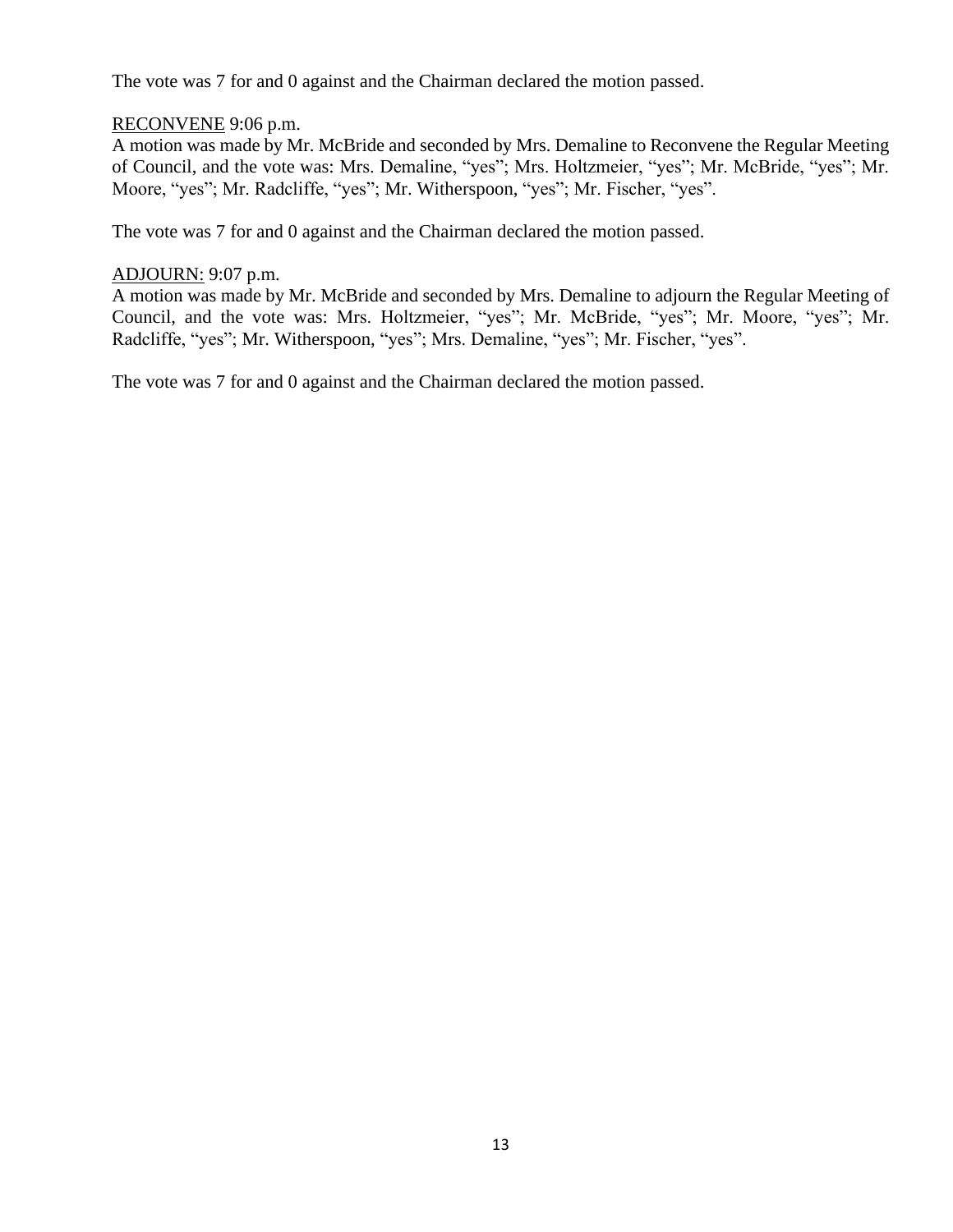The vote was 7 for and 0 against and the Chairman declared the motion passed.

<u>RECONVENE</u> 9:06 p.m.
A motion was made by Mr. McBride and seconded by Mrs. Demaline to Reconvene the Regular Meeting of Council, and the vote was: Mrs. Demaline, "yes"; Mrs. Holtzmeier, "yes"; Mr. McBride, "yes"; Mr. Moore, "yes"; Mr. Radcliffe, "yes"; Mr. Witherspoon, "yes"; Mr. Fischer, "yes".

The vote was 7 for and 0 against and the Chairman declared the motion passed.

<u>ADJOURN:</u> 9:07 p.m.
A motion was made by Mr. McBride and seconded by Mrs. Demaline to adjourn the Regular Meeting of Council, and the vote was: Mrs. Holtzmeier, "yes"; Mr. McBride, "yes"; Mr. Moore, "yes"; Mr. Radcliffe, "yes"; Mr. Witherspoon, "yes"; Mrs. Demaline, "yes"; Mr. Fischer, "yes".

The vote was 7 for and 0 against and the Chairman declared the motion passed.